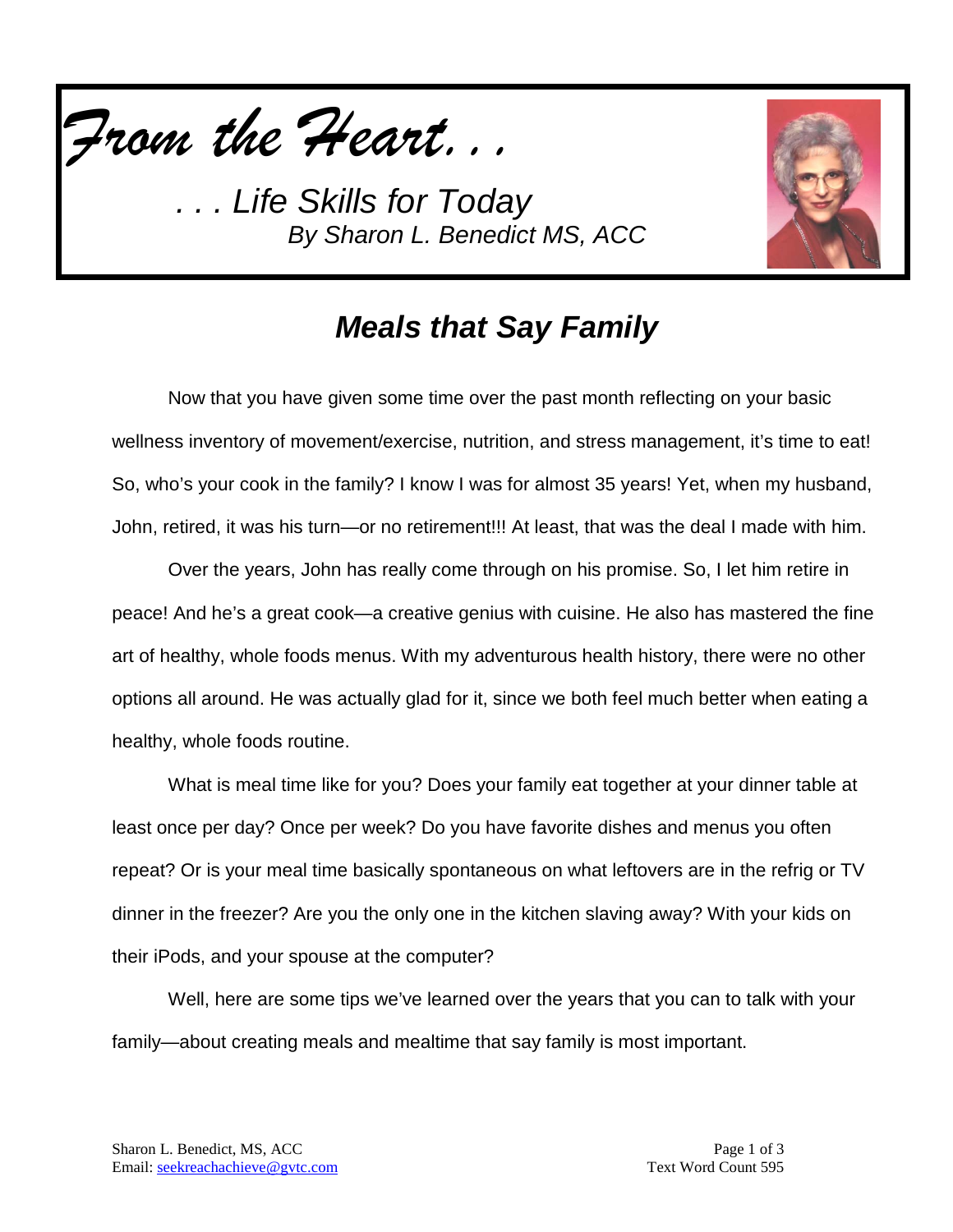*From the Heart. . .*

*. . . Life Skills for Today*
*By Sharon L. Benedict MS, ACC*

# *Meals that Say Family*

Now that you have given some time over the past month reflecting on your basic wellness inventory of movement/exercise, nutrition, and stress management, it's time to eat! So, who's your cook in the family? I know I was for almost 35 years! Yet, when my husband, John, retired, it was his turn—or no retirement!!! At least, that was the deal I made with him.

Over the years, John has really come through on his promise. So, I let him retire in peace! And he's a great cook—a creative genius with cuisine. He also has mastered the fine art of healthy, whole foods menus. With my adventurous health history, there were no other options all around. He was actually glad for it, since we both feel much better when eating a healthy, whole foods routine.

What is meal time like for you? Does your family eat together at your dinner table at least once per day? Once per week? Do you have favorite dishes and menus you often repeat? Or is your meal time basically spontaneous on what leftovers are in the refrig or TV dinner in the freezer? Are you the only one in the kitchen slaving away? With your kids on their iPods, and your spouse at the computer?

Well, here are some tips we've learned over the years that you can to talk with your family—about creating meals and mealtime that say family is most important.

Sharon L. Benedict, MS, ACC
Email: seekreachachieve@gvtc.com

Text Word Count 595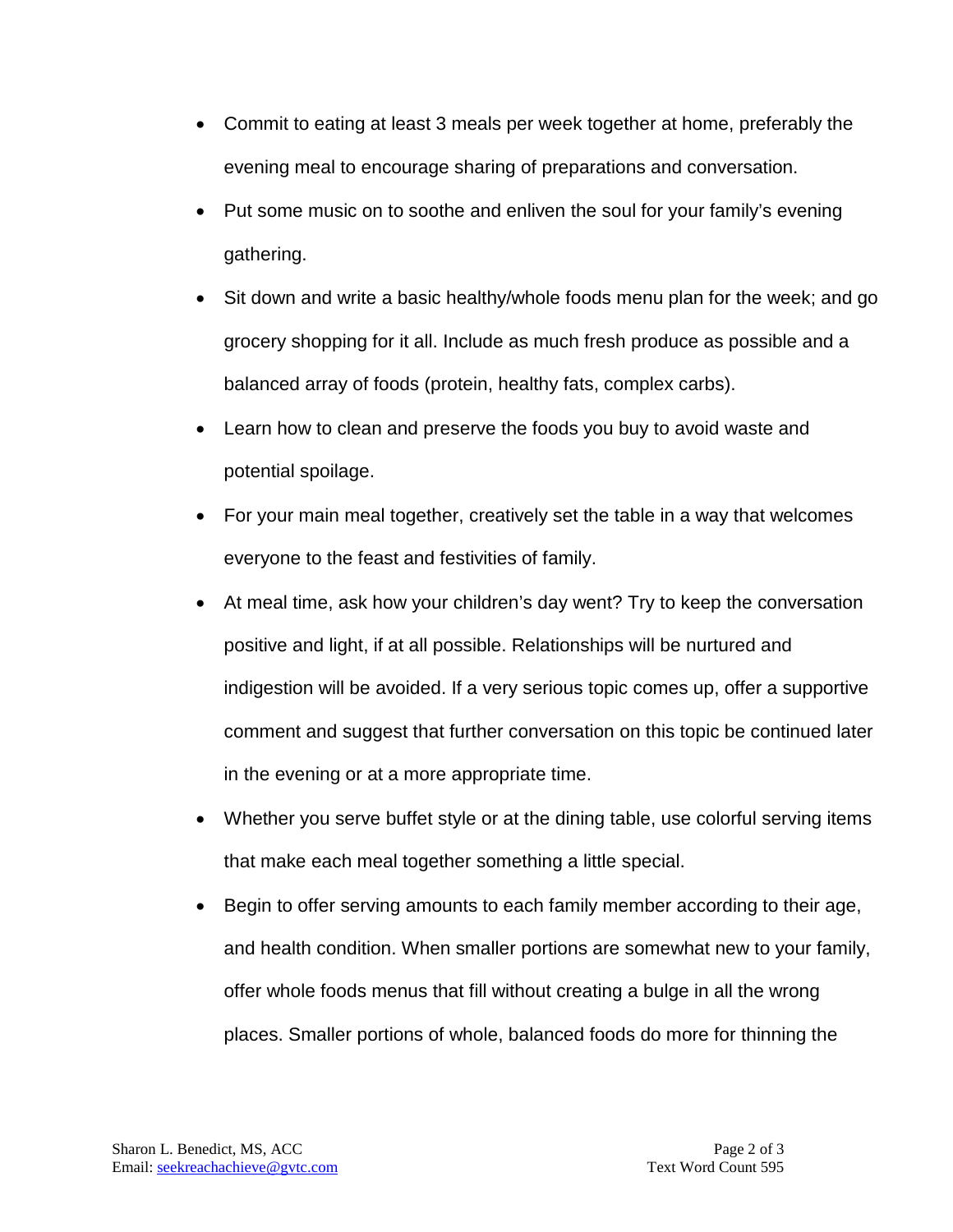- Commit to eating at least 3 meals per week together at home, preferably the evening meal to encourage sharing of preparations and conversation.
- Put some music on to soothe and enliven the soul for your family's evening gathering.
- Sit down and write a basic healthy/whole foods menu plan for the week; and go grocery shopping for it all. Include as much fresh produce as possible and a balanced array of foods (protein, healthy fats, complex carbs).
- Learn how to clean and preserve the foods you buy to avoid waste and potential spoilage.
- For your main meal together, creatively set the table in a way that welcomes everyone to the feast and festivities of family.
- At meal time, ask how your children's day went? Try to keep the conversation positive and light, if at all possible. Relationships will be nurtured and indigestion will be avoided. If a very serious topic comes up, offer a supportive comment and suggest that further conversation on this topic be continued later in the evening or at a more appropriate time.
- Whether you serve buffet style or at the dining table, use colorful serving items that make each meal together something a little special.
- Begin to offer serving amounts to each family member according to their age, and health condition. When smaller portions are somewhat new to your family, offer whole foods menus that fill without creating a bulge in all the wrong places. Smaller portions of whole, balanced foods do more for thinning the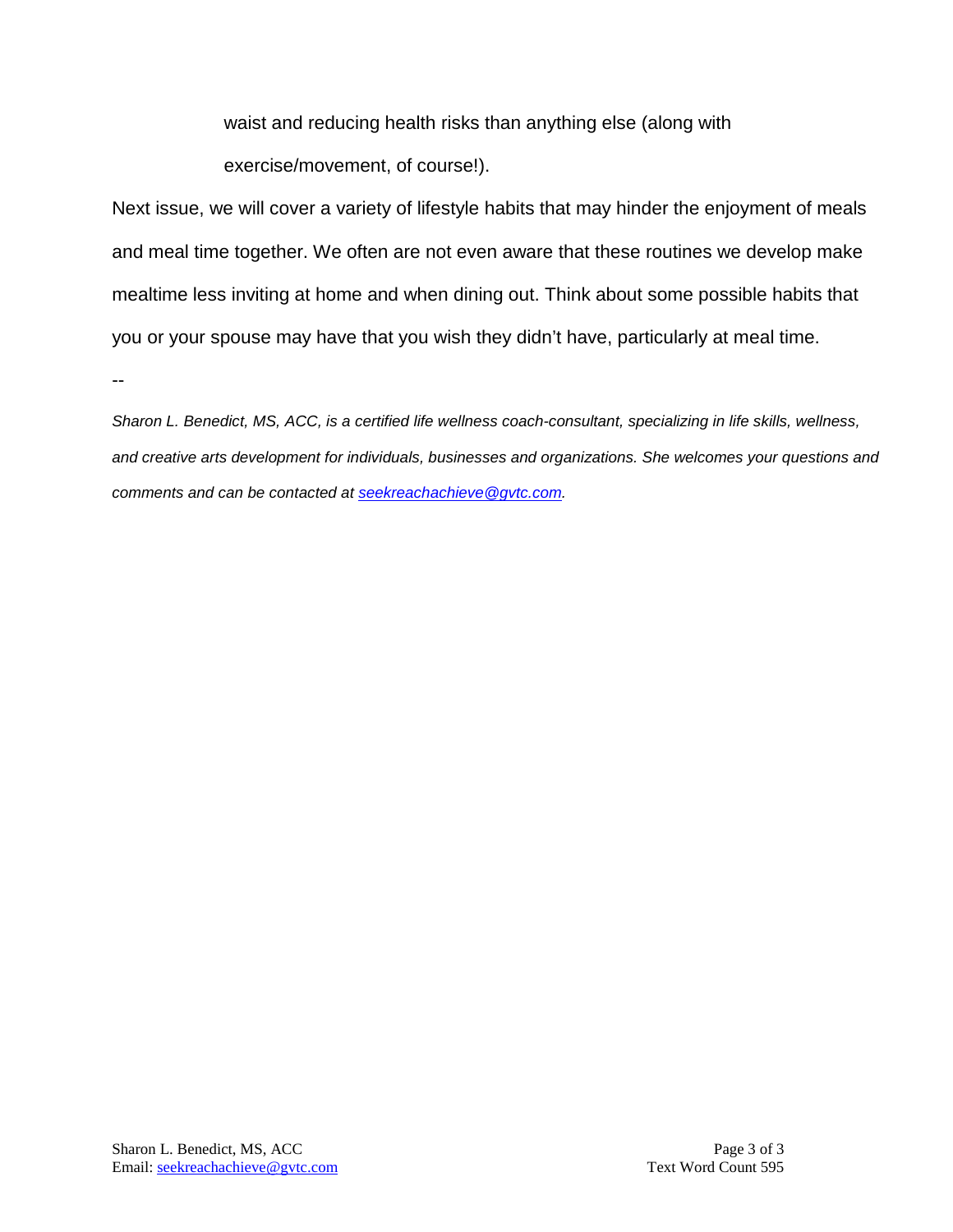waist and reducing health risks than anything else (along with exercise/movement, of course!).

Next issue, we will cover a variety of lifestyle habits that may hinder the enjoyment of meals and meal time together. We often are not even aware that these routines we develop make mealtime less inviting at home and when dining out. Think about some possible habits that you or your spouse may have that you wish they didn't have, particularly at meal time.

--

*Sharon L. Benedict, MS, ACC, is a certified life wellness coach-consultant, specializing in life skills, wellness, and creative arts development for individuals, businesses and organizations. She welcomes your questions and comments and can be contacted at [seekreachachieve@gvtc.com](mailto:seekreachachieve@gvtc.com).*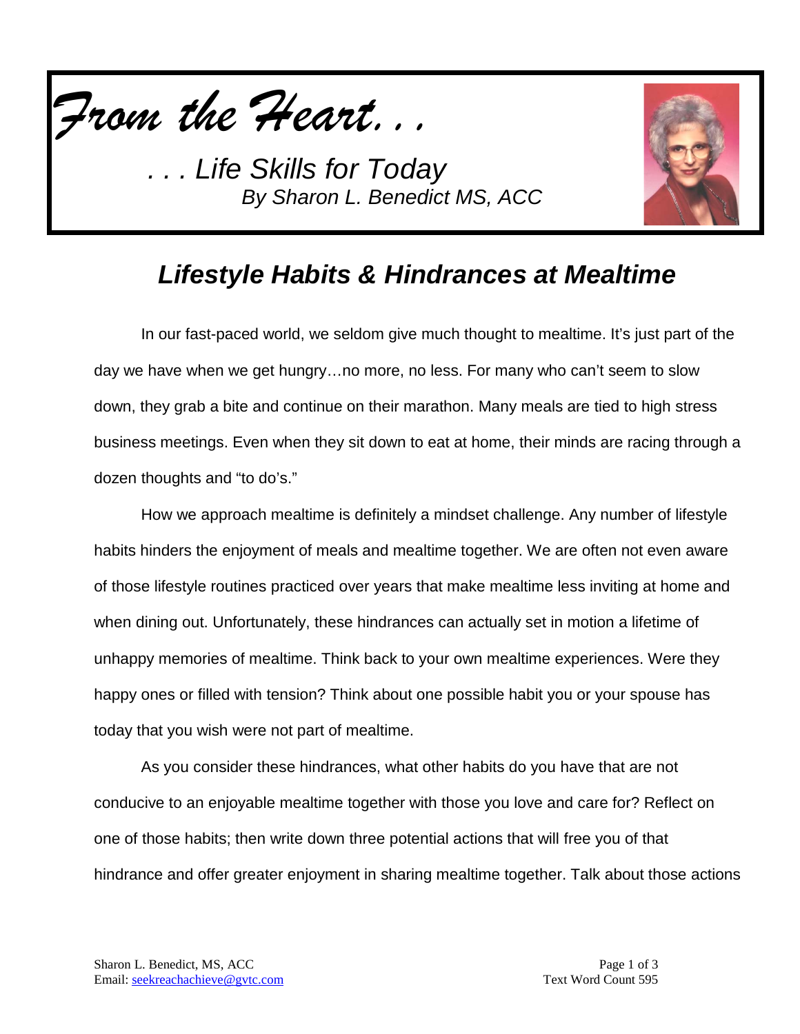*From the Heart. . .*

*. . . Life Skills for Today*
*By Sharon L. Benedict MS, ACC*

## *Lifestyle Habits & Hindrances at Mealtime*

In our fast-paced world, we seldom give much thought to mealtime. It's just part of the day we have when we get hungry…no more, no less. For many who can't seem to slow down, they grab a bite and continue on their marathon. Many meals are tied to high stress business meetings. Even when they sit down to eat at home, their minds are racing through a dozen thoughts and "to do's."

How we approach mealtime is definitely a mindset challenge. Any number of lifestyle habits hinders the enjoyment of meals and mealtime together. We are often not even aware of those lifestyle routines practiced over years that make mealtime less inviting at home and when dining out. Unfortunately, these hindrances can actually set in motion a lifetime of unhappy memories of mealtime. Think back to your own mealtime experiences. Were they happy ones or filled with tension? Think about one possible habit you or your spouse has today that you wish were not part of mealtime.

As you consider these hindrances, what other habits do you have that are not conducive to an enjoyable mealtime together with those you love and care for? Reflect on one of those habits; then write down three potential actions that will free you of that hindrance and offer greater enjoyment in sharing mealtime together. Talk about those actions

Sharon L. Benedict, MS, ACC
Email: seekreachachieve@gvtc.com

Text Word Count 595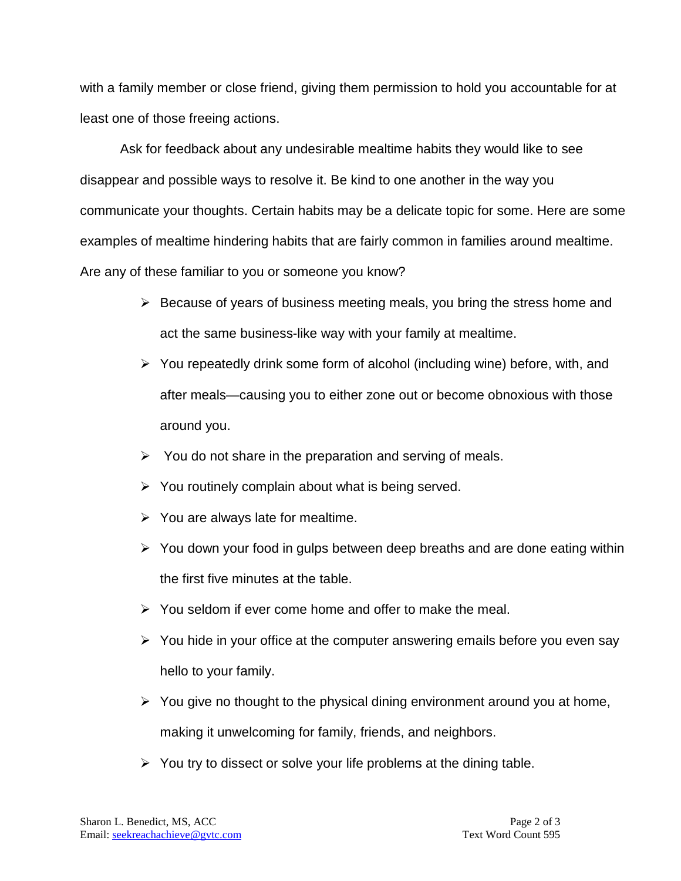with a family member or close friend, giving them permission to hold you accountable for at least one of those freeing actions.

Ask for feedback about any undesirable mealtime habits they would like to see disappear and possible ways to resolve it. Be kind to one another in the way you communicate your thoughts. Certain habits may be a delicate topic for some. Here are some examples of mealtime hindering habits that are fairly common in families around mealtime. Are any of these familiar to you or someone you know?

- Because of years of business meeting meals, you bring the stress home and act the same business-like way with your family at mealtime.
- You repeatedly drink some form of alcohol (including wine) before, with, and after meals—causing you to either zone out or become obnoxious with those around you.
- You do not share in the preparation and serving of meals.
- You routinely complain about what is being served.
- You are always late for mealtime.
- You down your food in gulps between deep breaths and are done eating within the first five minutes at the table.
- You seldom if ever come home and offer to make the meal.
- You hide in your office at the computer answering emails before you even say hello to your family.
- You give no thought to the physical dining environment around you at home, making it unwelcoming for family, friends, and neighbors.
- You try to dissect or solve your life problems at the dining table.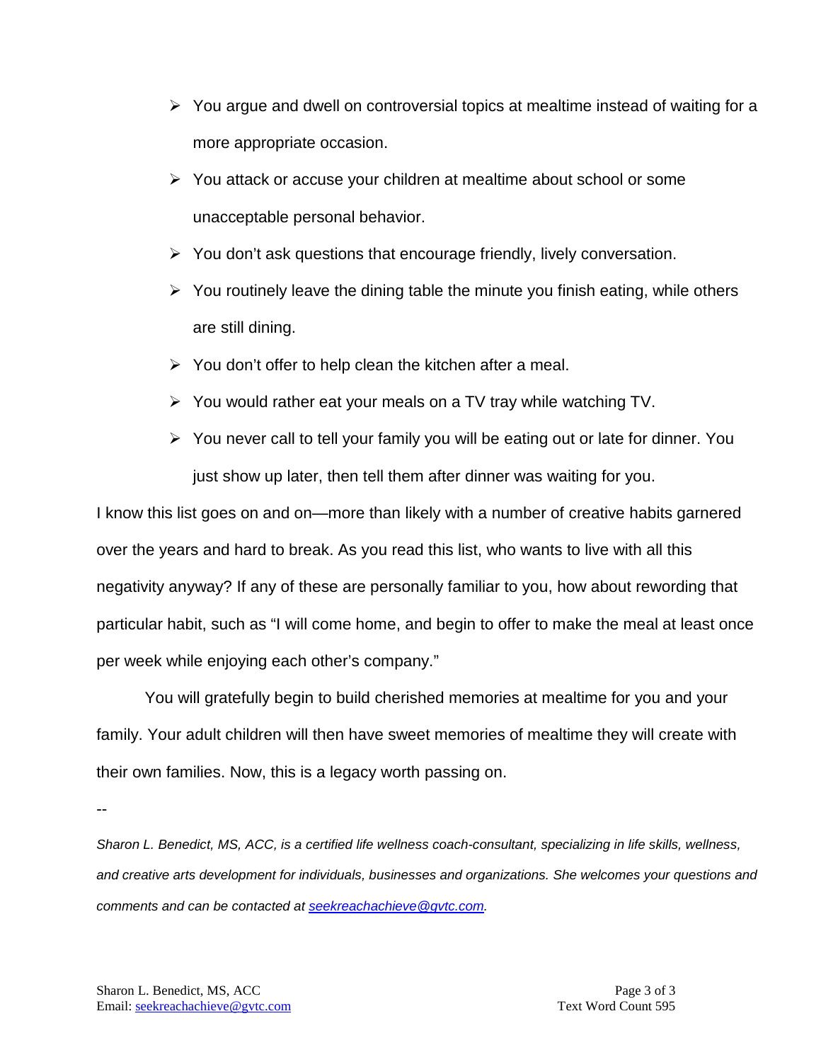- You argue and dwell on controversial topics at mealtime instead of waiting for a more appropriate occasion.
- You attack or accuse your children at mealtime about school or some unacceptable personal behavior.
- You don't ask questions that encourage friendly, lively conversation.
- You routinely leave the dining table the minute you finish eating, while others are still dining.
- You don't offer to help clean the kitchen after a meal.
- You would rather eat your meals on a TV tray while watching TV.
- You never call to tell your family you will be eating out or late for dinner. You just show up later, then tell them after dinner was waiting for you.

I know this list goes on and on—more than likely with a number of creative habits garnered over the years and hard to break. As you read this list, who wants to live with all this negativity anyway? If any of these are personally familiar to you, how about rewording that particular habit, such as "I will come home, and begin to offer to make the meal at least once per week while enjoying each other's company."

You will gratefully begin to build cherished memories at mealtime for you and your family. Your adult children will then have sweet memories of mealtime they will create with their own families. Now, this is a legacy worth passing on.

--

*Sharon L. Benedict, MS, ACC, is a certified life wellness coach-consultant, specializing in life skills, wellness, and creative arts development for individuals, businesses and organizations. She welcomes your questions and comments and can be contacted at [seekreachachieve@gvtc.com](mailto:seekreachachieve@gvtc.com).*

Text Word Count 595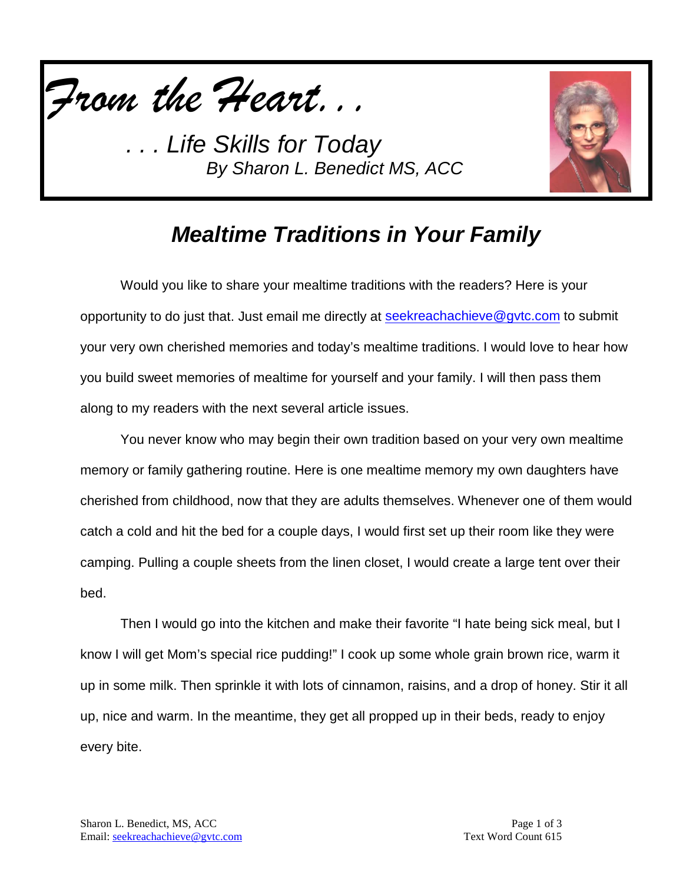*From the Heart. . .*

*. . . Life Skills for Today*
*By Sharon L. Benedict MS, ACC*

## *Mealtime Traditions in Your Family*

Would you like to share your mealtime traditions with the readers? Here is your opportunity to do just that. Just email me directly at seekreachachieve@gvtc.com to submit your very own cherished memories and today's mealtime traditions. I would love to hear how you build sweet memories of mealtime for yourself and your family. I will then pass them along to my readers with the next several article issues.

You never know who may begin their own tradition based on your very own mealtime memory or family gathering routine. Here is one mealtime memory my own daughters have cherished from childhood, now that they are adults themselves. Whenever one of them would catch a cold and hit the bed for a couple days, I would first set up their room like they were camping. Pulling a couple sheets from the linen closet, I would create a large tent over their bed.

Then I would go into the kitchen and make their favorite "I hate being sick meal, but I know I will get Mom's special rice pudding!" I cook up some whole grain brown rice, warm it up in some milk. Then sprinkle it with lots of cinnamon, raisins, and a drop of honey. Stir it all up, nice and warm. In the meantime, they get all propped up in their beds, ready to enjoy every bite.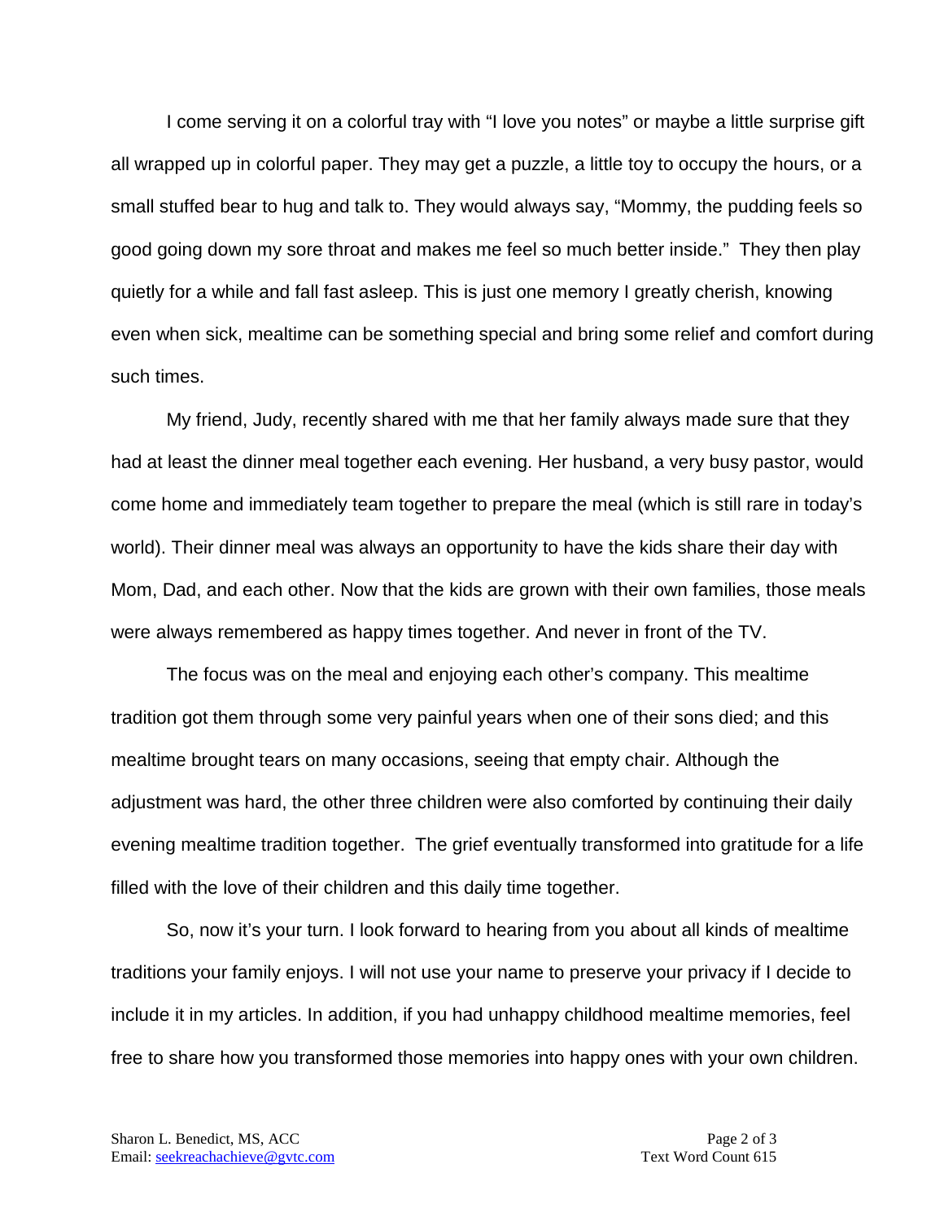I come serving it on a colorful tray with "I love you notes" or maybe a little surprise gift all wrapped up in colorful paper. They may get a puzzle, a little toy to occupy the hours, or a small stuffed bear to hug and talk to. They would always say, "Mommy, the pudding feels so good going down my sore throat and makes me feel so much better inside." They then play quietly for a while and fall fast asleep. This is just one memory I greatly cherish, knowing even when sick, mealtime can be something special and bring some relief and comfort during such times.

My friend, Judy, recently shared with me that her family always made sure that they had at least the dinner meal together each evening. Her husband, a very busy pastor, would come home and immediately team together to prepare the meal (which is still rare in today's world). Their dinner meal was always an opportunity to have the kids share their day with Mom, Dad, and each other. Now that the kids are grown with their own families, those meals were always remembered as happy times together. And never in front of the TV.

The focus was on the meal and enjoying each other's company. This mealtime tradition got them through some very painful years when one of their sons died; and this mealtime brought tears on many occasions, seeing that empty chair. Although the adjustment was hard, the other three children were also comforted by continuing their daily evening mealtime tradition together. The grief eventually transformed into gratitude for a life filled with the love of their children and this daily time together.

So, now it's your turn. I look forward to hearing from you about all kinds of mealtime traditions your family enjoys. I will not use your name to preserve your privacy if I decide to include it in my articles. In addition, if you had unhappy childhood mealtime memories, feel free to share how you transformed those memories into happy ones with your own children.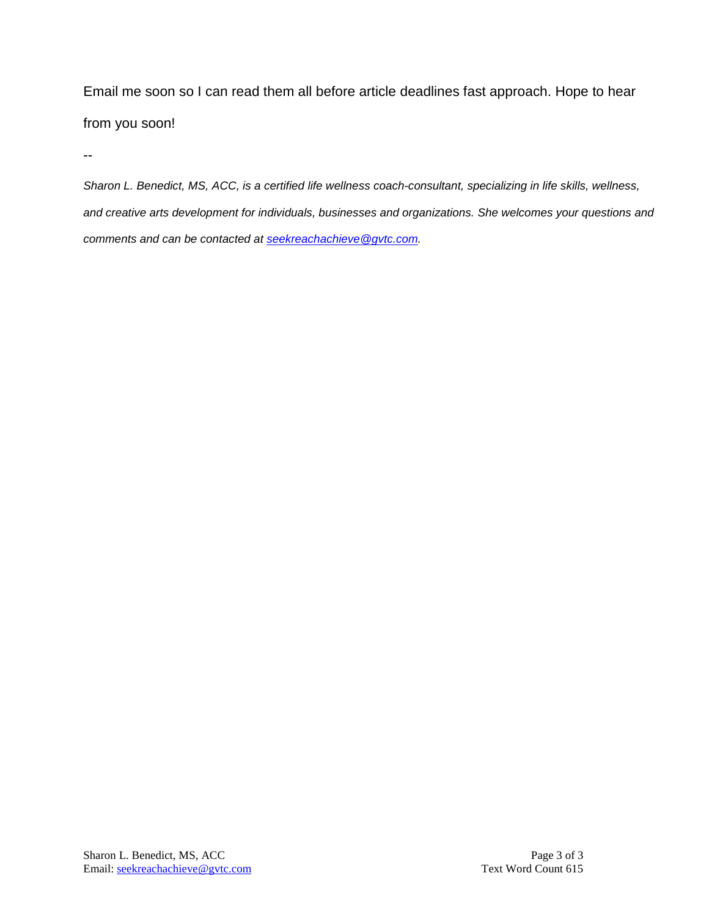Email me soon so I can read them all before article deadlines fast approach. Hope to hear from you soon!

--

*Sharon L. Benedict, MS, ACC, is a certified life wellness coach-consultant, specializing in life skills, wellness, and creative arts development for individuals, businesses and organizations. She welcomes your questions and comments and can be contacted at seekreachachieve@gvtc.com.*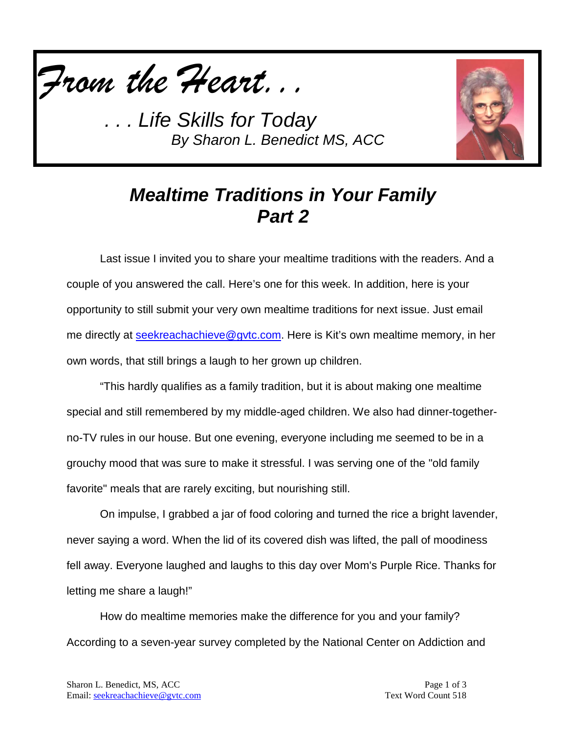*From the Heart. . .*

*. . . Life Skills for Today*
*By Sharon L. Benedict MS, ACC*

# *Mealtime Traditions in Your Family Part 2*

Last issue I invited you to share your mealtime traditions with the readers. And a couple of you answered the call. Here's one for this week. In addition, here is your opportunity to still submit your very own mealtime traditions for next issue. Just email me directly at seekreachachieve@gvtc.com. Here is Kit's own mealtime memory, in her own words, that still brings a laugh to her grown up children.

"This hardly qualifies as a family tradition, but it is about making one mealtime special and still remembered by my middle-aged children. We also had dinner-together-no-TV rules in our house. But one evening, everyone including me seemed to be in a grouchy mood that was sure to make it stressful. I was serving one of the "old family favorite" meals that are rarely exciting, but nourishing still.

On impulse, I grabbed a jar of food coloring and turned the rice a bright lavender, never saying a word. When the lid of its covered dish was lifted, the pall of moodiness fell away. Everyone laughed and laughs to this day over Mom's Purple Rice. Thanks for letting me share a laugh!"

How do mealtime memories make the difference for you and your family? According to a seven-year survey completed by the National Center on Addiction and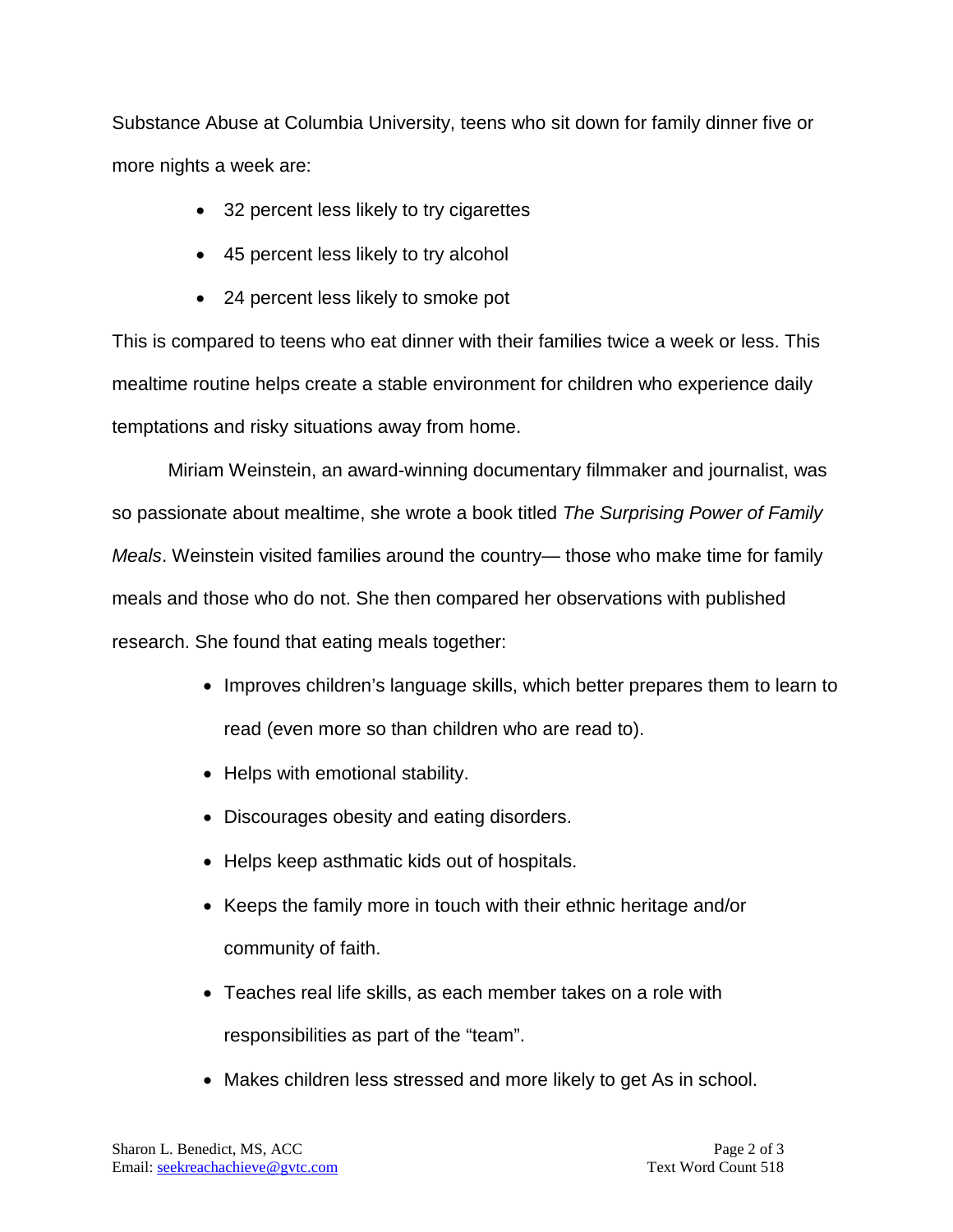Substance Abuse at Columbia University, teens who sit down for family dinner five or more nights a week are:

- 32 percent less likely to try cigarettes
- 45 percent less likely to try alcohol
- 24 percent less likely to smoke pot

This is compared to teens who eat dinner with their families twice a week or less. This mealtime routine helps create a stable environment for children who experience daily temptations and risky situations away from home.

Miriam Weinstein, an award-winning documentary filmmaker and journalist, was so passionate about mealtime, she wrote a book titled *The Surprising Power of Family Meals*. Weinstein visited families around the country— those who make time for family meals and those who do not. She then compared her observations with published research. She found that eating meals together:

- Improves children's language skills, which better prepares them to learn to read (even more so than children who are read to).
- Helps with emotional stability.
- Discourages obesity and eating disorders.
- Helps keep asthmatic kids out of hospitals.
- Keeps the family more in touch with their ethnic heritage and/or community of faith.
- Teaches real life skills, as each member takes on a role with responsibilities as part of the "team".
- Makes children less stressed and more likely to get As in school.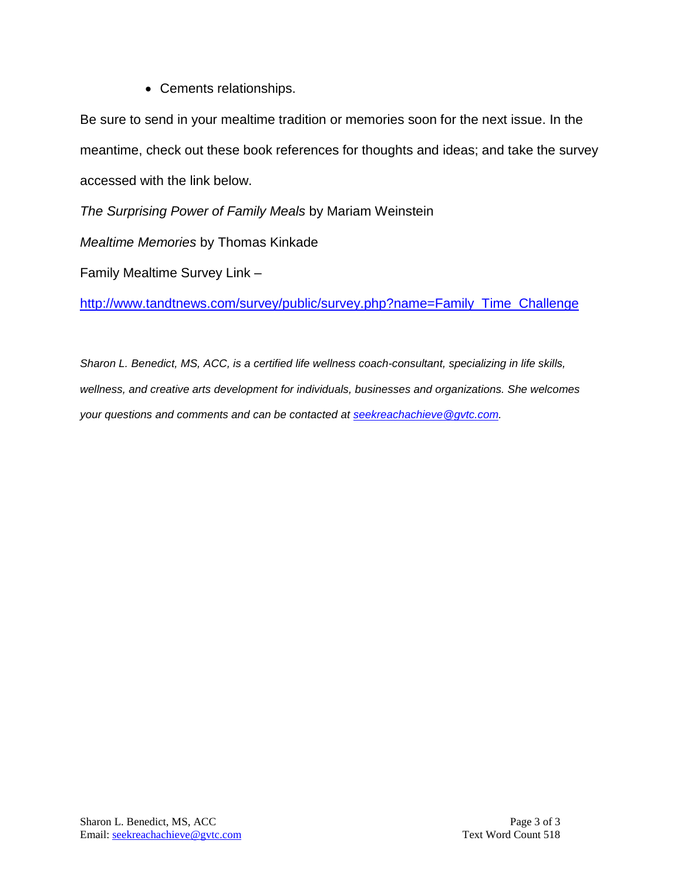- Cements relationships.

Be sure to send in your mealtime tradition or memories soon for the next issue. In the meantime, check out these book references for thoughts and ideas; and take the survey accessed with the link below.

*The Surprising Power of Family Meals* by Mariam Weinstein

*Mealtime Memories* by Thomas Kinkade

Family Mealtime Survey Link –

[http://www.tandtnews.com/survey/public/survey.php?name=Family_Time_Challenge](http://www.tandtnews.com/survey/public/survey.php?name=Family_Time_Challenge)

*Sharon L. Benedict, MS, ACC, is a certified life wellness coach-consultant, specializing in life skills, wellness, and creative arts development for individuals, businesses and organizations. She welcomes your questions and comments and can be contacted at [seekreachachieve@gvtc.com](mailto:seekreachachieve@gvtc.com).*

Sharon L. Benedict, MS, ACC
Email: [seekreachachieve@gvtc.com](mailto:seekreachachieve@gvtc.com)

Text Word Count 518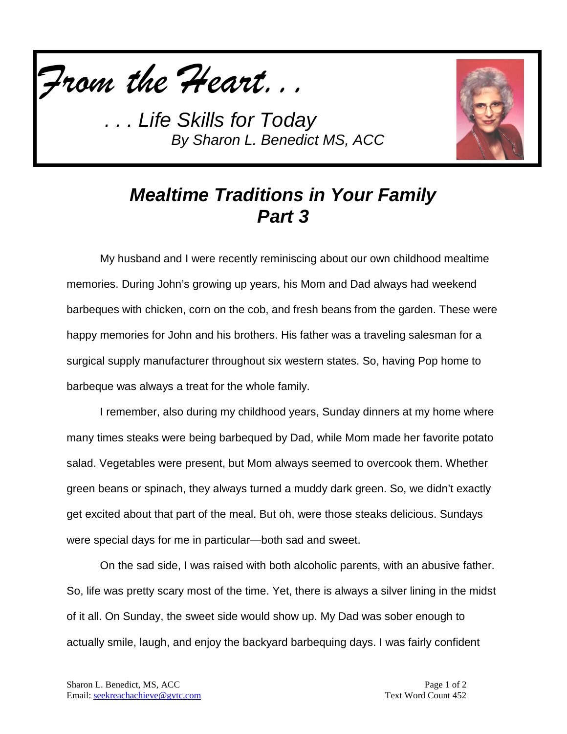*From the Heart. . .*

*. . . Life Skills for Today*
*By Sharon L. Benedict MS, ACC*

## *Mealtime Traditions in Your Family Part 3*

My husband and I were recently reminiscing about our own childhood mealtime memories. During John's growing up years, his Mom and Dad always had weekend barbeques with chicken, corn on the cob, and fresh beans from the garden. These were happy memories for John and his brothers. His father was a traveling salesman for a surgical supply manufacturer throughout six western states. So, having Pop home to barbeque was always a treat for the whole family.

I remember, also during my childhood years, Sunday dinners at my home where many times steaks were being barbequed by Dad, while Mom made her favorite potato salad. Vegetables were present, but Mom always seemed to overcook them. Whether green beans or spinach, they always turned a muddy dark green. So, we didn't exactly get excited about that part of the meal. But oh, were those steaks delicious. Sundays were special days for me in particular—both sad and sweet.

On the sad side, I was raised with both alcoholic parents, with an abusive father. So, life was pretty scary most of the time. Yet, there is always a silver lining in the midst of it all. On Sunday, the sweet side would show up. My Dad was sober enough to actually smile, laugh, and enjoy the backyard barbequing days. I was fairly confident

Sharon L. Benedict, MS, ACC
Email: seekreachachieve@gvtc.com

Text Word Count 452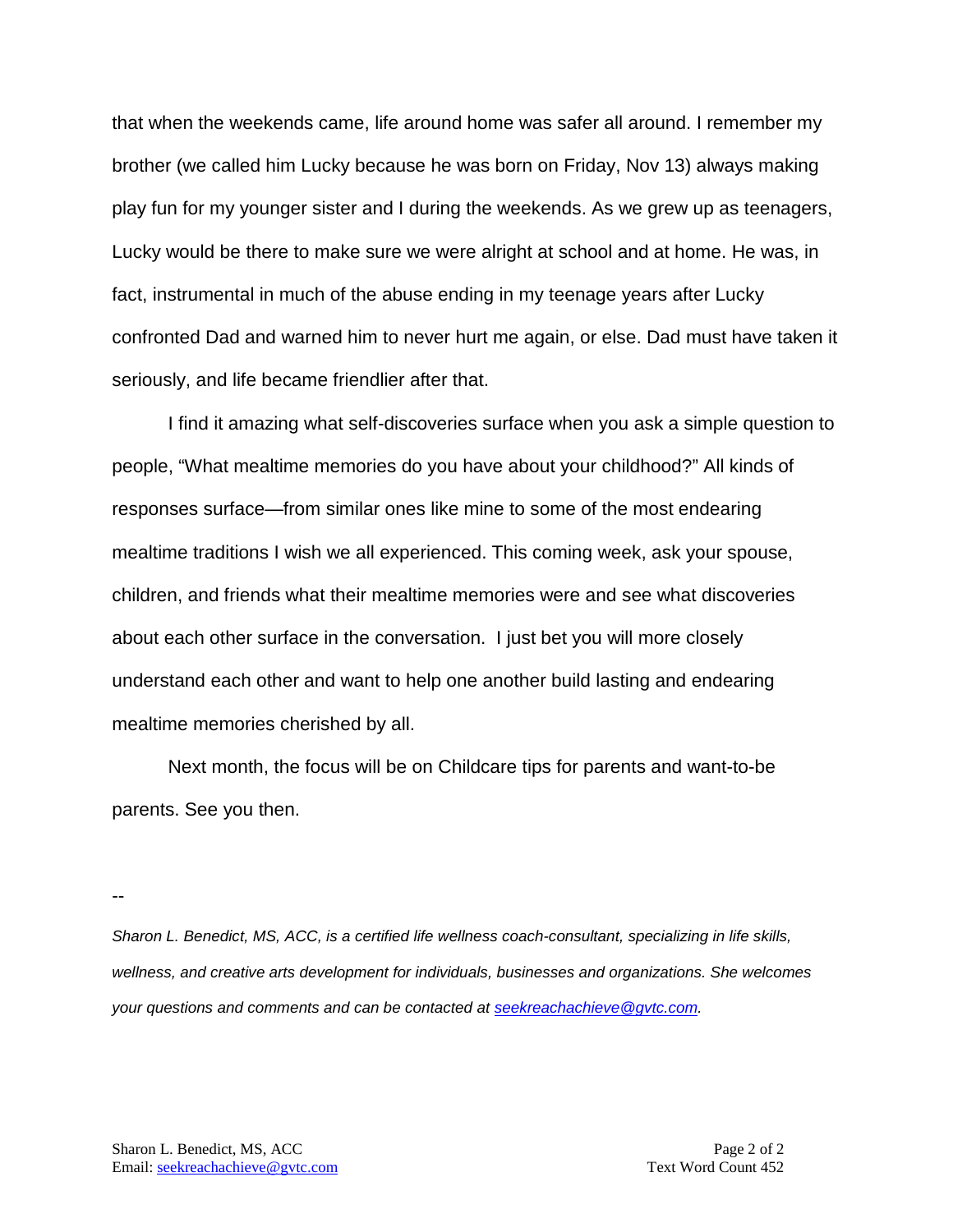that when the weekends came, life around home was safer all around. I remember my brother (we called him Lucky because he was born on Friday, Nov 13) always making play fun for my younger sister and I during the weekends. As we grew up as teenagers, Lucky would be there to make sure we were alright at school and at home. He was, in fact, instrumental in much of the abuse ending in my teenage years after Lucky confronted Dad and warned him to never hurt me again, or else. Dad must have taken it seriously, and life became friendlier after that.

I find it amazing what self-discoveries surface when you ask a simple question to people, "What mealtime memories do you have about your childhood?" All kinds of responses surface—from similar ones like mine to some of the most endearing mealtime traditions I wish we all experienced. This coming week, ask your spouse, children, and friends what their mealtime memories were and see what discoveries about each other surface in the conversation. I just bet you will more closely understand each other and want to help one another build lasting and endearing mealtime memories cherished by all.

Next month, the focus will be on Childcare tips for parents and want-to-be parents. See you then.

--

*Sharon L. Benedict, MS, ACC, is a certified life wellness coach-consultant, specializing in life skills, wellness, and creative arts development for individuals, businesses and organizations. She welcomes your questions and comments and can be contacted at [seekreachachieve@gvtc.com](mailto:seekreachachieve@gvtc.com).*

Text Word Count 452